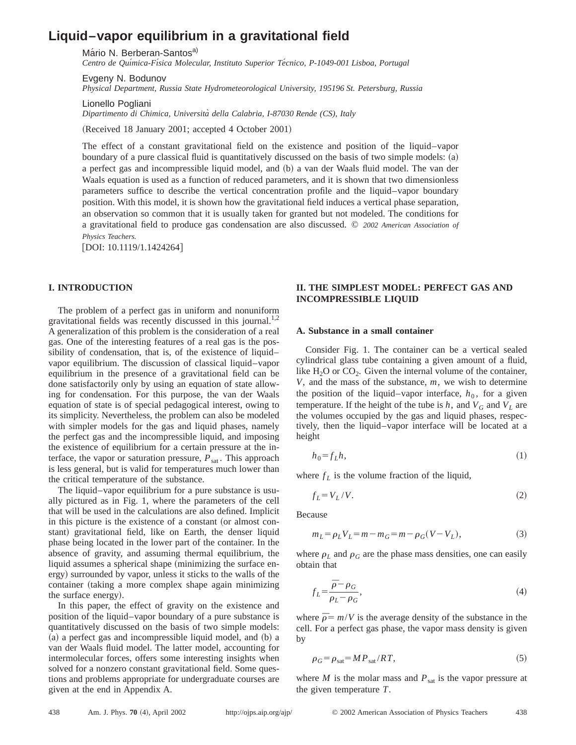# Liquid–vapor equilibrium in a gravitational field

Mário N. Berberan-Santos[a)]

*Centro de Química-Física Molecular, Instituto Superior Técnico, P-1049-001 Lisboa, Portugal*

Evgeny N. Bodunov

*Physical Department, Russia State Hydrometeorological University, 195196 St. Petersburg, Russia*

Lionello Pogliani

*Dipartimento di Chimica, Università della Calabria, I-87030 Rende (CS), Italy*

(Received 18 January 2001; accepted 4 October 2001)

The effect of a constant gravitational field on the existence and position of the liquid–vapor boundary of a pure classical fluid is quantitatively discussed on the basis of two simple models: (a) a perfect gas and incompressible liquid model, and (b) a van der Waals fluid model. The van der Waals equation is used as a function of reduced parameters, and it is shown that two dimensionless parameters suffice to describe the vertical concentration profile and the liquid–vapor boundary position. With this model, it is shown how the gravitational field induces a vertical phase separation, an observation so common that it is usually taken for granted but not modeled. The conditions for a gravitational field to produce gas condensation are also discussed. © *2002 American Association of Physics Teachers.*

[DOI: 10.1119/1.1424264]

## I. INTRODUCTION

The problem of a perfect gas in uniform and nonuniform gravitational fields was recently discussed in this journal.[1,2] A generalization of this problem is the consideration of a real gas. One of the interesting features of a real gas is the possibility of condensation, that is, of the existence of liquid–vapor equilibrium. The discussion of classical liquid–vapor equilibrium in the presence of a gravitational field can be done satisfactorily only by using an equation of state allowing for condensation. For this purpose, the van der Waals equation of state is of special pedagogical interest, owing to its simplicity. Nevertheless, the problem can also be modeled with simpler models for the gas and liquid phases, namely the perfect gas and the incompressible liquid, and imposing the existence of equilibrium for a certain pressure at the interface, the vapor or saturation pressure, $P_{\text{sat}}$. This approach is less general, but is valid for temperatures much lower than the critical temperature of the substance.

The liquid–vapor equilibrium for a pure substance is usually pictured as in Fig. 1, where the parameters of the cell that will be used in the calculations are also defined. Implicit in this picture is the existence of a constant (or almost constant) gravitational field, like on Earth, the denser liquid phase being located in the lower part of the container. In the absence of gravity, and assuming thermal equilibrium, the liquid assumes a spherical shape (minimizing the surface energy) surrounded by vapor, unless it sticks to the walls of the container (taking a more complex shape again minimizing the surface energy).

In this paper, the effect of gravity on the existence and position of the liquid–vapor boundary of a pure substance is quantitatively discussed on the basis of two simple models: (a) a perfect gas and incompressible liquid model, and (b) a van der Waals fluid model. The latter model, accounting for intermolecular forces, offers some interesting insights when solved for a nonzero constant gravitational field. Some questions and problems appropriate for undergraduate courses are given at the end in Appendix A.

## II. THE SIMPLEST MODEL: PERFECT GAS AND INCOMPRESSIBLE LIQUID

### A. Substance in a small container

Consider Fig. 1. The container can be a vertical sealed cylindrical glass tube containing a given amount of a fluid, like $H_2O$ or $CO_2$. Given the internal volume of the container, $V$, and the mass of the substance, $m$, we wish to determine the position of the liquid–vapor interface, $h_0$, for a given temperature. If the height of the tube is $h$, and $V_G$ and $V_L$ are the volumes occupied by the gas and liquid phases, respectively, then the liquid–vapor interface will be located at a height

$$h_0 = f_L h, \tag{1}$$

where $f_L$ is the volume fraction of the liquid,

$$f_L = V_L / V. \tag{2}$$

Because

$$m_L = \rho_L V_L = m - m_G = m - \rho_G (V - V_L), \tag{3}$$

where $\rho_L$ and $\rho_G$ are the phase mass densities, one can easily obtain that

$$f_L = \frac{\bar{\rho} - \rho_G}{\rho_L - \rho_G}, \tag{4}$$

where $\bar{\rho} = m/V$ is the average density of the substance in the cell. For a perfect gas phase, the vapor mass density is given by

$$\rho_G = \rho_{\text{sat}} = M P_{\text{sat}} / RT, \tag{5}$$

where $M$ is the molar mass and $P_{\text{sat}}$ is the vapor pressure at the given temperature $T$.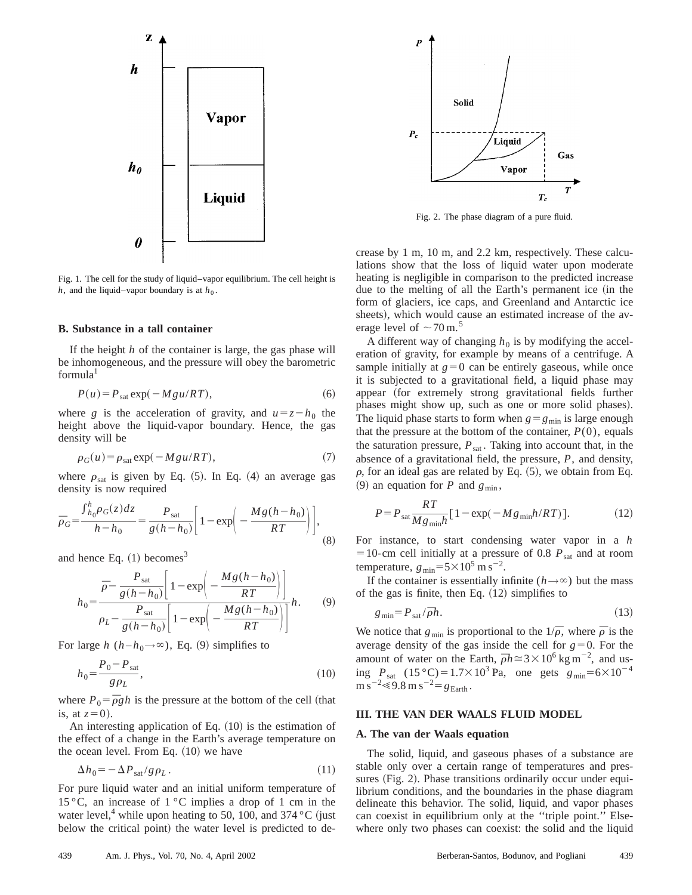Fig. 1. The cell for the study of liquid–vapor equilibrium. The cell height is $h$, and the liquid–vapor boundary is at $h_0$.

### B. Substance in a tall container

If the height $h$ of the container is large, the gas phase will be inhomogeneous, and the pressure will obey the barometric formula[1]

$$P(u)=P_{\mathrm{sat}}\exp(-Mgu/RT), \tag{6}$$

where $g$ is the acceleration of gravity, and $u=z-h_0$ the height above the liquid-vapor boundary. Hence, the gas density will be

$$\rho_G(u)=\rho_{\mathrm{sat}}\exp(-Mgu/RT), \tag{7}$$

where $\rho_{\mathrm{sat}}$ is given by Eq. (5). In Eq. (4) an average gas density is now required

$$\overline{\rho}_G=\frac{\int_{h_0}^{h}\rho_G(z)dz}{h-h_0}=\frac{P_{\mathrm{sat}}}{g(h-h_0)}\left[1-\exp\left(-\frac{Mg(h-h_0)}{RT}\right)\right], \tag{8}$$

and hence Eq. (1) becomes[3]

$$h_0=\frac{\overline{\rho}-\dfrac{P_{\mathrm{sat}}}{g(h-h_0)}\left[1-\exp\left(-\dfrac{Mg(h-h_0)}{RT}\right)\right]}{\rho_L-\dfrac{P_{\mathrm{sat}}}{g(h-h_0)}\left[1-\exp\left(-\dfrac{Mg(h-h_0)}{RT}\right)\right]}h. \tag{9}$$

For large $h$ $(h-h_0\rightarrow\infty)$, Eq. (9) simplifies to

$$h_0=\frac{P_0-P_{\mathrm{sat}}}{g\rho_L}, \tag{10}$$

where $P_0=\overline{\rho}gh$ is the pressure at the bottom of the cell (that is, at $z=0$).

An interesting application of Eq. (10) is the estimation of the effect of a change in the Earth's average temperature on the ocean level. From Eq. (10) we have

$$\Delta h_0=-\Delta P_{\mathrm{sat}}/g\rho_L. \tag{11}$$

For pure liquid water and an initial uniform temperature of 15 °C, an increase of 1 °C implies a drop of 1 cm in the water level,[4] while upon heating to 50, 100, and 374 °C (just below the critical point) the water level is predicted to decrease by 1 m, 10 m, and 2.2 km, respectively. These calculations show that the loss of liquid water upon moderate heating is negligible in comparison to the predicted increase due to the melting of all the Earth's permanent ice (in the form of glaciers, ice caps, and Greenland and Antarctic ice sheets), which would cause an estimated increase of the average level of $\sim 70$ m.[5]

A different way of changing $h_0$ is by modifying the acceleration of gravity, for example by means of a centrifuge. A sample initially at $g=0$ can be entirely gaseous, while once it is subjected to a gravitational field, a liquid phase may appear (for extremely strong gravitational fields further phases might show up, such as one or more solid phases). The liquid phase starts to form when $g=g_{\mathrm{min}}$ is large enough that the pressure at the bottom of the container, $P(0)$, equals the saturation pressure, $P_{\mathrm{sat}}$. Taking into account that, in the absence of a gravitational field, the pressure, $P$, and density, $\rho$, for an ideal gas are related by Eq. (5), we obtain from Eq. (9) an equation for $P$ and $g_{\mathrm{min}}$,

$$P=P_{\mathrm{sat}}\frac{RT}{Mg_{\mathrm{min}}h}[1-\exp(-Mg_{\mathrm{min}}h/RT)]. \tag{12}$$

For instance, to start condensing water vapor in a $h=10$-cm cell initially at a pressure of 0.8 $P_{\mathrm{sat}}$ and at room temperature, $g_{\mathrm{min}}=5\times10^{5}\ \mathrm{m\,s^{-2}}$.

If the container is essentially infinite $(h\rightarrow\infty)$ but the mass of the gas is finite, then Eq. (12) simplifies to

$$g_{\mathrm{min}}=P_{\mathrm{sat}}/\overline{\rho}h. \tag{13}$$

We notice that $g_{\mathrm{min}}$ is proportional to the $1/\overline{\rho}$, where $\overline{\rho}$ is the average density of the gas inside the cell for $g=0$. For the amount of water on the Earth, $\overline{\rho}h\cong3\times10^{6}\ \mathrm{kg\,m^{-2}}$, and using $P_{\mathrm{sat}}$ $(15\,°\mathrm{C})=1.7\times10^{3}$ Pa, one gets $g_{\mathrm{min}}=6\times10^{-4}\ \mathrm{m\,s^{-2}}\ll9.8\ \mathrm{m\,s^{-2}}=g_{\mathrm{Earth}}$.

Fig. 2. The phase diagram of a pure fluid.

## III. THE VAN DER WAALS FLUID MODEL

### A. The van der Waals equation

The solid, liquid, and gaseous phases of a substance are stable only over a certain range of temperatures and pressures (Fig. 2). Phase transitions ordinarily occur under equilibrium conditions, and the boundaries in the phase diagram delineate this behavior. The solid, liquid, and vapor phases can coexist in equilibrium only at the "triple point." Elsewhere only two phases can coexist: the solid and the liquid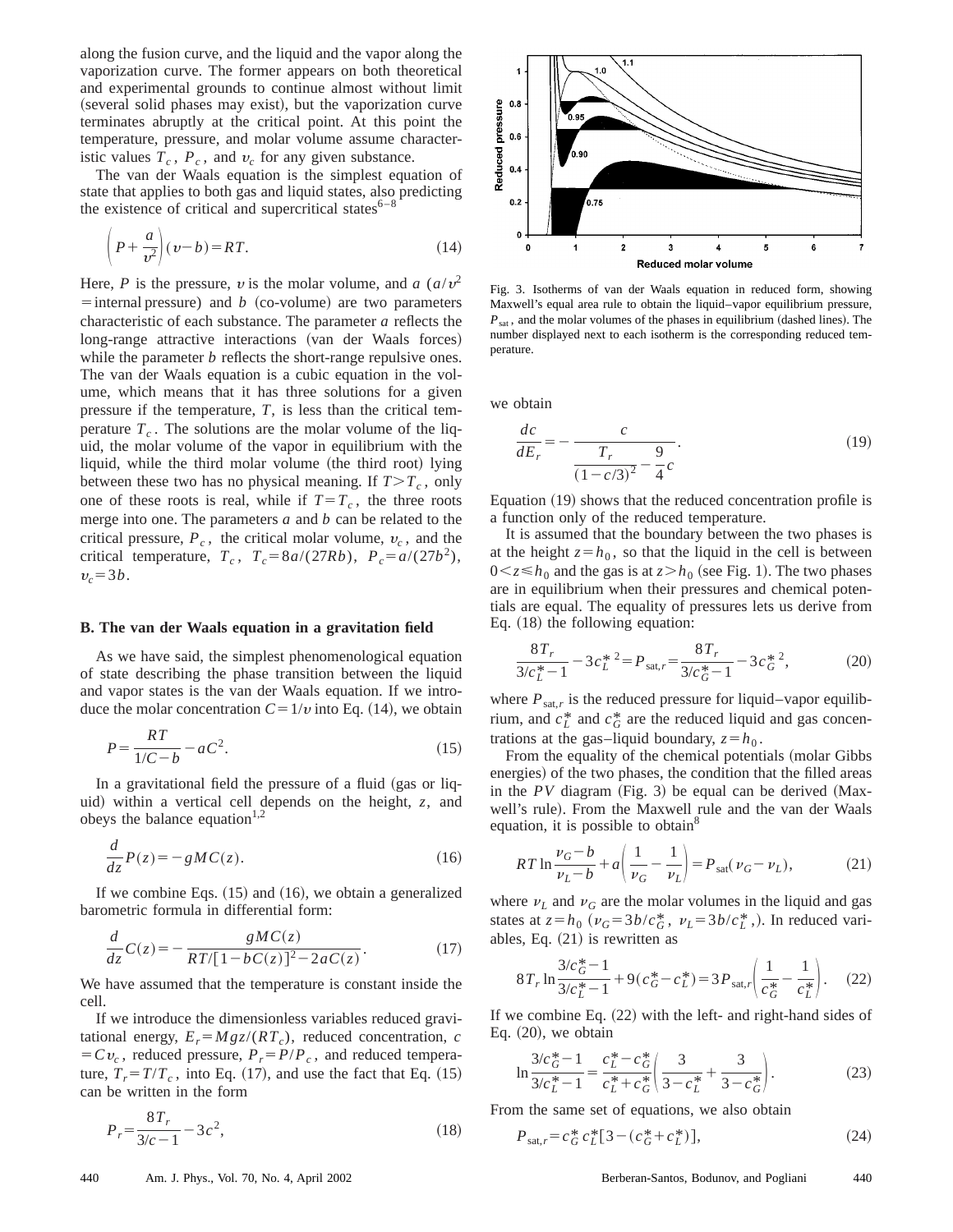along the fusion curve, and the liquid and the vapor along the vaporization curve. The former appears on both theoretical and experimental grounds to continue almost without limit (several solid phases may exist), but the vaporization curve terminates abruptly at the critical point. At this point the temperature, pressure, and molar volume assume characteristic values $T_c$, $P_c$, and $v_c$ for any given substance.

The van der Waals equation is the simplest equation of state that applies to both gas and liquid states, also predicting the existence of critical and supercritical states[6–8]

$$\left(P+\frac{a}{v^2}\right)(v-b)=RT. \tag{14}$$

Here, $P$ is the pressure, $v$ is the molar volume, and $a$ ($a/v^2$ = internal pressure) and $b$ (co-volume) are two parameters characteristic of each substance. The parameter $a$ reflects the long-range attractive interactions (van der Waals forces) while the parameter $b$ reflects the short-range repulsive ones. The van der Waals equation is a cubic equation in the volume, which means that it has three solutions for a given pressure if the temperature, $T$, is less than the critical temperature $T_c$. The solutions are the molar volume of the liquid, the molar volume of the vapor in equilibrium with the liquid, while the third molar volume (the third root) lying between these two has no physical meaning. If $T>T_c$, only one of these roots is real, while if $T=T_c$, the three roots merge into one. The parameters $a$ and $b$ can be related to the critical pressure, $P_c$, the critical molar volume, $v_c$, and the critical temperature, $T_c$, $T_c=8a/(27Rb)$, $P_c=a/(27b^2)$, $v_c=3b$.

### B. The van der Waals equation in a gravitation field

As we have said, the simplest phenomenological equation of state describing the phase transition between the liquid and vapor states is the van der Waals equation. If we introduce the molar concentration $C=1/v$ into Eq. (14), we obtain

$$P=\frac{RT}{1/C-b}-aC^2. \tag{15}$$

In a gravitational field the pressure of a fluid (gas or liquid) within a vertical cell depends on the height, $z$, and obeys the balance equation[1,2]

$$\frac{d}{dz}P(z)=-gMC(z). \tag{16}$$

If we combine Eqs. (15) and (16), we obtain a generalized barometric formula in differential form:

$$\frac{d}{dz}C(z)=-\frac{gMC(z)}{RT/[1-bC(z)]^2-2aC(z)}. \tag{17}$$

We have assumed that the temperature is constant inside the cell.

If we introduce the dimensionless variables reduced gravitational energy, $E_r=Mgz/(RT_c)$, reduced concentration, $c=Cv_c$, reduced pressure, $P_r=P/P_c$, and reduced temperature, $T_r=T/T_c$, into Eq. (17), and use the fact that Eq. (15) can be written in the form

$$P_r=\frac{8T_r}{3/c-1}-3c^2, \tag{18}$$

Fig. 3. Isotherms of van der Waals equation in reduced form, showing Maxwell's equal area rule to obtain the liquid–vapor equilibrium pressure, $P_{\mathrm{sat}}$, and the molar volumes of the phases in equilibrium (dashed lines). The number displayed next to each isotherm is the corresponding reduced temperature.

we obtain

$$\frac{dc}{dE_r}=-\frac{c}{\dfrac{T_r}{(1-c/3)^2}-\dfrac{9}{4}c}. \tag{19}$$

Equation (19) shows that the reduced concentration profile is a function only of the reduced temperature.

It is assumed that the boundary between the two phases is at the height $z=h_0$, so that the liquid in the cell is between $0<z\leqslant h_0$ and the gas is at $z>h_0$ (see Fig. 1). The two phases are in equilibrium when their pressures and chemical potentials are equal. The equality of pressures lets us derive from Eq. (18) the following equation:

$$\frac{8T_r}{3/c_L^*-1}-3c_L^{*2}=P_{\mathrm{sat},r}=\frac{8T_r}{3/c_G^*-1}-3c_G^{*2}, \tag{20}$$

where $P_{\mathrm{sat},r}$ is the reduced pressure for liquid–vapor equilibrium, and $c_L^*$ and $c_G^*$ are the reduced liquid and gas concentrations at the gas–liquid boundary, $z=h_0$.

From the equality of the chemical potentials (molar Gibbs energies) of the two phases, the condition that the filled areas in the $PV$ diagram (Fig. 3) be equal can be derived (Maxwell's rule). From the Maxwell rule and the van der Waals equation, it is possible to obtain[8]

$$RT\ln\frac{\nu_G-b}{\nu_L-b}+a\left(\frac{1}{\nu_G}-\frac{1}{\nu_L}\right)=P_{\mathrm{sat}}(\nu_G-\nu_L), \tag{21}$$

where $\nu_L$ and $\nu_G$ are the molar volumes in the liquid and gas states at $z=h_0$ ($\nu_G=3b/c_G^*$, $\nu_L=3b/c_L^*$,). In reduced variables, Eq. (21) is rewritten as

$$8T_r\ln\frac{3/c_G^*-1}{3/c_L^*-1}+9(c_G^*-c_L^*)=3P_{\mathrm{sat},r}\left(\frac{1}{c_G^*}-\frac{1}{c_L^*}\right). \tag{22}$$

If we combine Eq. (22) with the left- and right-hand sides of Eq. (20), we obtain

$$\ln\frac{3/c_G^*-1}{3/c_L^*-1}=\frac{c_L^*-c_G^*}{c_L^*+c_G^*}\left(\frac{3}{3-c_L^*}+\frac{3}{3-c_G^*}\right). \tag{23}$$

From the same set of equations, we also obtain

$$P_{\mathrm{sat},r}=c_G^*c_L^*[3-(c_G^*+c_L^*)], \tag{24}$$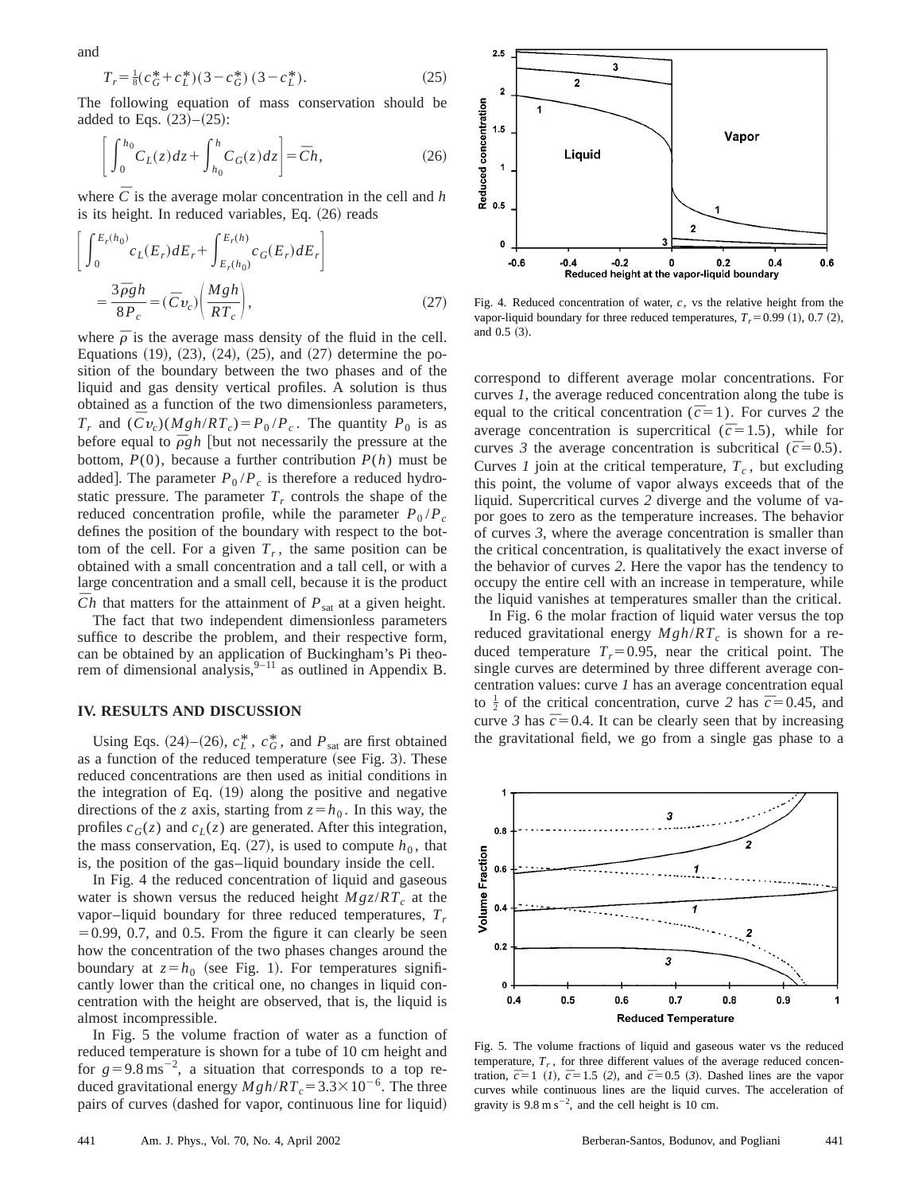and

$$T_r = \tfrac{1}{8}(c_G^* + c_L^*)(3 - c_G^*)(3 - c_L^*). \tag{25}$$

The following equation of mass conservation should be added to Eqs. (23)–(25):

$$\left[ \int_0^{h_0} C_L(z)dz + \int_{h_0}^{h} C_G(z)dz \right] = \bar{C}h, \tag{26}$$

where $\bar{C}$ is the average molar concentration in the cell and $h$ is its height. In reduced variables, Eq. (26) reads

$$\left[ \int_0^{E_r(h_0)} c_L(E_r)dE_r + \int_{E_r(h_0)}^{E_r(h)} c_G(E_r)dE_r \right] = \frac{3\bar{\rho}gh}{8P_c} = (\bar{C}v_c)\left(\frac{Mgh}{RT_c}\right), \tag{27}$$

where $\bar{\rho}$ is the average mass density of the fluid in the cell. Equations (19), (23), (24), (25), and (27) determine the position of the boundary between the two phases and of the liquid and gas density vertical profiles. A solution is thus obtained as a function of the two dimensionless parameters, $T_r$ and $(\bar{C}v_c)(Mgh/RT_c) = P_0/P_c$. The quantity $P_0$ is as before equal to $\bar{\rho}gh$ [but not necessarily the pressure at the bottom, $P(0)$, because a further contribution $P(h)$ must be added]. The parameter $P_0/P_c$ is therefore a reduced hydrostatic pressure. The parameter $T_r$ controls the shape of the reduced concentration profile, while the parameter $P_0/P_c$ defines the position of the boundary with respect to the bottom of the cell. For a given $T_r$, the same position can be obtained with a small concentration and a tall cell, or with a large concentration and a small cell, because it is the product $\bar{C}h$ that matters for the attainment of $P_{sat}$ at a given height.

The fact that two independent dimensionless parameters suffice to describe the problem, and their respective form, can be obtained by an application of Buckingham's Pi theorem of dimensional analysis,[9–11] as outlined in Appendix B.

## IV. RESULTS AND DISCUSSION

Using Eqs. (24)–(26), $c_L^*$, $c_G^*$, and $P_{sat}$ are first obtained as a function of the reduced temperature (see Fig. 3). These reduced concentrations are then used as initial conditions in the integration of Eq. (19) along the positive and negative directions of the $z$ axis, starting from $z = h_0$. In this way, the profiles $c_G(z)$ and $c_L(z)$ are generated. After this integration, the mass conservation, Eq. (27), is used to compute $h_0$, that is, the position of the gas–liquid boundary inside the cell.

In Fig. 4 the reduced concentration of liquid and gaseous water is shown versus the reduced height $Mgz/RT_c$ at the vapor–liquid boundary for three reduced temperatures, $T_r = 0.99$, 0.7, and 0.5. From the figure it can clearly be seen how the concentration of the two phases changes around the boundary at $z = h_0$ (see Fig. 1). For temperatures significantly lower than the critical one, no changes in liquid concentration with the height are observed, that is, the liquid is almost incompressible.

In Fig. 5 the volume fraction of water as a function of reduced temperature is shown for a tube of 10 cm height and for $g = 9.8\ \text{m}\,\text{s}^{-2}$, a situation that corresponds to a top reduced gravitational energy $Mgh/RT_c = 3.3 \times 10^{-6}$. The three pairs of curves (dashed for vapor, continuous line for liquid) correspond to different average molar concentrations. For curves *1*, the average reduced concentration along the tube is equal to the critical concentration ($\bar{c} = 1$). For curves *2* the average concentration is supercritical ($\bar{c} = 1.5$), while for curves *3* the average concentration is subcritical ($\bar{c} = 0.5$). Curves *1* join at the critical temperature, $T_c$, but excluding this point, the volume of vapor always exceeds that of the liquid. Supercritical curves *2* diverge and the volume of vapor goes to zero as the temperature increases. The behavior of curves *3*, where the average concentration is smaller than the critical concentration, is qualitatively the exact inverse of the behavior of curves *2*. Here the vapor has the tendency to occupy the entire cell with an increase in temperature, while the liquid vanishes at temperatures smaller than the critical.

In Fig. 6 the molar fraction of liquid water versus the top reduced gravitational energy $Mgh/RT_c$ is shown for a reduced temperature $T_r = 0.95$, near the critical point. The single curves are determined by three different average concentration values: curve *1* has an average concentration equal to $\frac{1}{2}$ of the critical concentration, curve *2* has $\bar{c} = 0.45$, and curve *3* has $\bar{c} = 0.4$. It can be clearly seen that by increasing the gravitational field, we go from a single gas phase to a

Fig. 4. Reduced concentration of water, $c$, vs the relative height from the vapor-liquid boundary for three reduced temperatures, $T_r = 0.99$ (*1*), 0.7 (*2*), and 0.5 (*3*).

Fig. 5. The volume fractions of liquid and gaseous water vs the reduced temperature, $T_r$, for three different values of the average reduced concentration, $\bar{c} = 1$ (*1*), $\bar{c} = 1.5$ (*2*), and $\bar{c} = 0.5$ (*3*). Dashed lines are the vapor curves while continuous lines are the liquid curves. The acceleration of gravity is 9.8 m s$^{-2}$, and the cell height is 10 cm.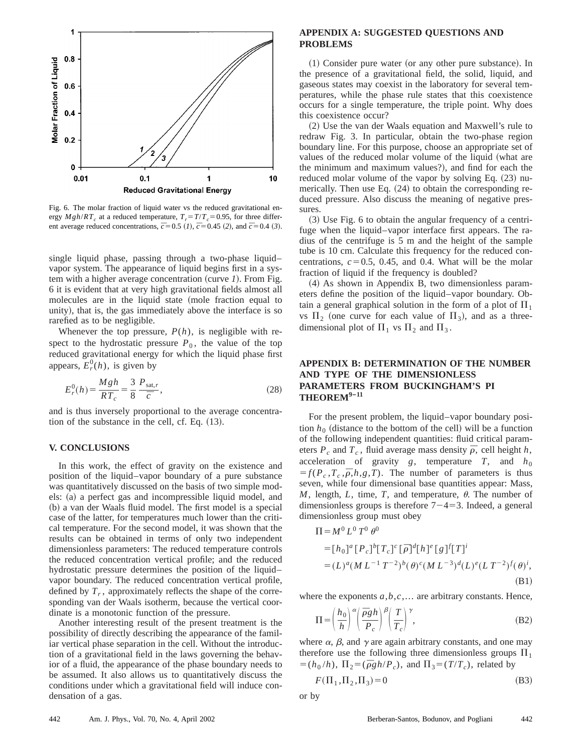Fig. 6. The molar fraction of liquid water vs the reduced gravitational energy $Mgh/RT_c$ at a reduced temperature, $T_r = T/T_c = 0.95$, for three different average reduced concentrations, $\bar{c} = 0.5$ (*1*), $\bar{c} = 0.45$ (*2*), and $\bar{c} = 0.4$ (*3*).

single liquid phase, passing through a two-phase liquid–vapor system. The appearance of liquid begins first in a system with a higher average concentration (curve *1*). From Fig. 6 it is evident that at very high gravitational fields almost all molecules are in the liquid state (mole fraction equal to unity), that is, the gas immediately above the interface is so rarefied as to be negligible.

Whenever the top pressure, $P(h)$, is negligible with respect to the hydrostatic pressure $P_0$, the value of the top reduced gravitational energy for which the liquid phase first appears, $E_r^0(h)$, is given by

$$E_r^0(h) = \frac{Mgh}{RT_c} = \frac{3}{8}\frac{P_{\mathrm{sat},r}}{\bar{c}}, \tag{28}$$

and is thus inversely proportional to the average concentration of the substance in the cell, cf. Eq. (13).

## V. CONCLUSIONS

In this work, the effect of gravity on the existence and position of the liquid–vapor boundary of a pure substance was quantitatively discussed on the basis of two simple models: (a) a perfect gas and incompressible liquid model, and (b) a van der Waals fluid model. The first model is a special case of the latter, for temperatures much lower than the critical temperature. For the second model, it was shown that the results can be obtained in terms of only two independent dimensionless parameters: The reduced temperature controls the reduced concentration vertical profile; and the reduced hydrostatic pressure determines the position of the liquid–vapor boundary. The reduced concentration vertical profile, defined by $T_r$, approximately reflects the shape of the corresponding van der Waals isotherm, because the vertical coordinate is a monotonic function of the pressure.

Another interesting result of the present treatment is the possibility of directly describing the appearance of the familiar vertical phase separation in the cell. Without the introduction of a gravitational field in the laws governing the behavior of a fluid, the appearance of the phase boundary needs to be assumed. It also allows us to quantitatively discuss the conditions under which a gravitational field will induce condensation of a gas.

## APPENDIX A: SUGGESTED QUESTIONS AND PROBLEMS

(1) Consider pure water (or any other pure substance). In the presence of a gravitational field, the solid, liquid, and gaseous states may coexist in the laboratory for several temperatures, while the phase rule states that this coexistence occurs for a single temperature, the triple point. Why does this coexistence occur?

(2) Use the van der Waals equation and Maxwell's rule to redraw Fig. 3. In particular, obtain the two-phase region boundary line. For this purpose, choose an appropriate set of values of the reduced molar volume of the liquid (what are the minimum and maximum values?), and find for each the reduced molar volume of the vapor by solving Eq. (23) numerically. Then use Eq. (24) to obtain the corresponding reduced pressure. Also discuss the meaning of negative pressures.

(3) Use Fig. 6 to obtain the angular frequency of a centrifuge when the liquid–vapor interface first appears. The radius of the centrifuge is 5 m and the height of the sample tube is 10 cm. Calculate this frequency for the reduced concentrations, $c = 0.5$, 0.45, and 0.4. What will be the molar fraction of liquid if the frequency is doubled?

(4) As shown in Appendix B, two dimensionless parameters define the position of the liquid–vapor boundary. Obtain a general graphical solution in the form of a plot of $\Pi_1$ vs $\Pi_2$ (one curve for each value of $\Pi_3$), and as a three-dimensional plot of $\Pi_1$ vs $\Pi_2$ and $\Pi_3$.

## APPENDIX B: DETERMINATION OF THE NUMBER AND TYPE OF THE DIMENSIONLESS PARAMETERS FROM BUCKINGHAM'S PI THEOREM[9–11]

For the present problem, the liquid–vapor boundary position $h_0$ (distance to the bottom of the cell) will be a function of the following independent quantities: fluid critical parameters $P_c$ and $T_c$, fluid average mass density $\bar{\rho}$, cell height $h$, acceleration of gravity $g$, temperature $T$, and $h_0 = f(P_c, T_c, \bar{\rho}, h, g, T)$. The number of parameters is thus seven, while four dimensional base quantities appear: Mass, $M$, length, $L$, time, $T$, and temperature, $\theta$. The number of dimensionless groups is therefore $7-4=3$. Indeed, a general dimensionless group must obey

$$\begin{aligned}\Pi &= M^0 L^0 T^0 \theta^0 \\ &= [h_0]^a [P_c]^b [T_c]^c [\bar{\rho}]^d [h]^e [g]^f [T]^i \\ &= (L)^a (M L^{-1} T^{-2})^b (\theta)^c (M L^{-3})^d (L)^e (L T^{-2})^f (\theta)^i,\end{aligned} \tag{B1}$$

where the exponents $a, b, c, \ldots$ are arbitrary constants. Hence,

$$\Pi = \left(\frac{h_0}{h}\right)^{\alpha} \left(\frac{\bar{\rho} g h}{P_c}\right)^{\beta} \left(\frac{T}{T_c}\right)^{\gamma}, \tag{B2}$$

where $\alpha$, $\beta$, and $\gamma$ are again arbitrary constants, and one may therefore use the following three dimensionless groups $\Pi_1 = (h_0/h)$, $\Pi_2 = (\bar{\rho} g h / P_c)$, and $\Pi_3 = (T/T_c)$, related by

$$F(\Pi_1, \Pi_2, \Pi_3) = 0 \tag{B3}$$

or by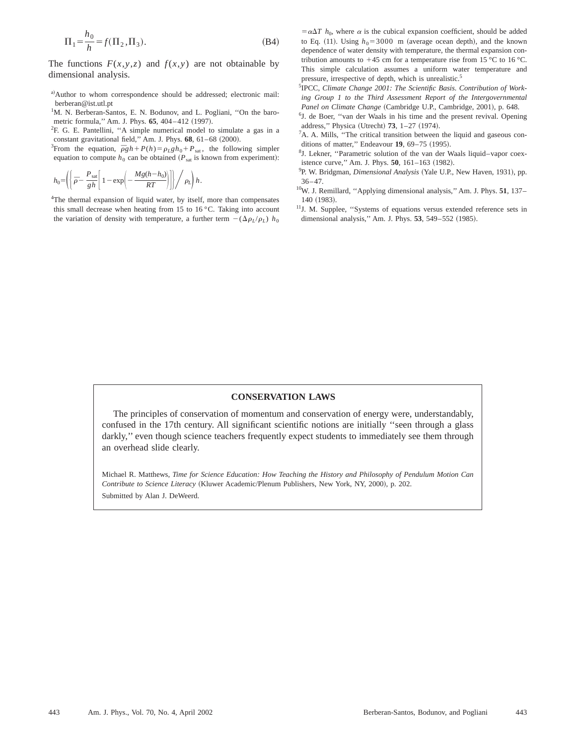$$\Pi_1 = \frac{h_0}{h} = f(\Pi_2, \Pi_3). \tag{B4}$$

The functions $F(x,y,z)$ and $f(x,y)$ are not obtainable by dimensional analysis.

[a]Author to whom correspondence should be addressed; electronic mail: berberan@ist.utl.pt

[1]M. N. Berberan-Santos, E. N. Bodunov, and L. Pogliani, "On the barometric formula," Am. J. Phys. **65**, 404–412 (1997).

[2]F. G. E. Pantellini, "A simple numerical model to simulate a gas in a constant gravitational field," Am. J. Phys. **68**, 61–68 (2000).

[3]From the equation, $\bar{\rho} g h + P(h) = \rho_L g h_0 + P_{\text{sat}}$, the following simpler equation to compute $h_0$ can be obtained ($P_{\text{sat}}$ is known from experiment):

$$h_0 = \left( \left\{ \bar{\rho} - \frac{P_{\text{sat}}}{gh} \left[ 1 - \exp\left( -\frac{Mg(h-h_0)}{RT} \right) \right] \right\} \Big/ \rho_L \right) h.$$

[4]The thermal expansion of liquid water, by itself, more than compensates this small decrease when heating from 15 to 16 °C. Taking into account the variation of density with temperature, a further term $-(\Delta\rho_L/\rho_L)\, h_0 = \alpha \Delta T\, h_0$, where $\alpha$ is the cubical expansion coefficient, should be added to Eq. (11). Using $h_0 = 3000$ m (average ocean depth), and the known dependence of water density with temperature, the thermal expansion contribution amounts to +45 cm for a temperature rise from 15 °C to 16 °C. This simple calculation assumes a uniform water temperature and pressure, irrespective of depth, which is unrealistic.[5]

[5]IPCC, *Climate Change 2001: The Scientific Basis. Contribution of Working Group 1 to the Third Assessment Report of the Intergovernmental Panel on Climate Change* (Cambridge U.P., Cambridge, 2001), p. 648.

[6]J. de Boer, "van der Waals in his time and the present revival. Opening address," Physica (Utrecht) **73**, 1–27 (1974).

[7]A. A. Mills, "The critical transition between the liquid and gaseous conditions of matter," Endeavour **19**, 69–75 (1995).

[8]J. Lekner, "Parametric solution of the van der Waals liquid–vapor coexistence curve," Am. J. Phys. **50**, 161–163 (1982).

[9]P. W. Bridgman, *Dimensional Analysis* (Yale U.P., New Haven, 1931), pp. 36–47.

[10]W. J. Remillard, "Applying dimensional analysis," Am. J. Phys. **51**, 137–140 (1983).

[11]J. M. Supplee, "Systems of equations versus extended reference sets in dimensional analysis," Am. J. Phys. **53**, 549–552 (1985).

## CONSERVATION LAWS

The principles of conservation of momentum and conservation of energy were, understandably, confused in the 17th century. All significant scientific notions are initially "seen through a glass darkly," even though science teachers frequently expect students to immediately see them through an overhead slide clearly.

Michael R. Matthews, *Time for Science Education: How Teaching the History and Philosophy of Pendulum Motion Can Contribute to Science Literacy* (Kluwer Academic/Plenum Publishers, New York, NY, 2000), p. 202.

Submitted by Alan J. DeWeerd.